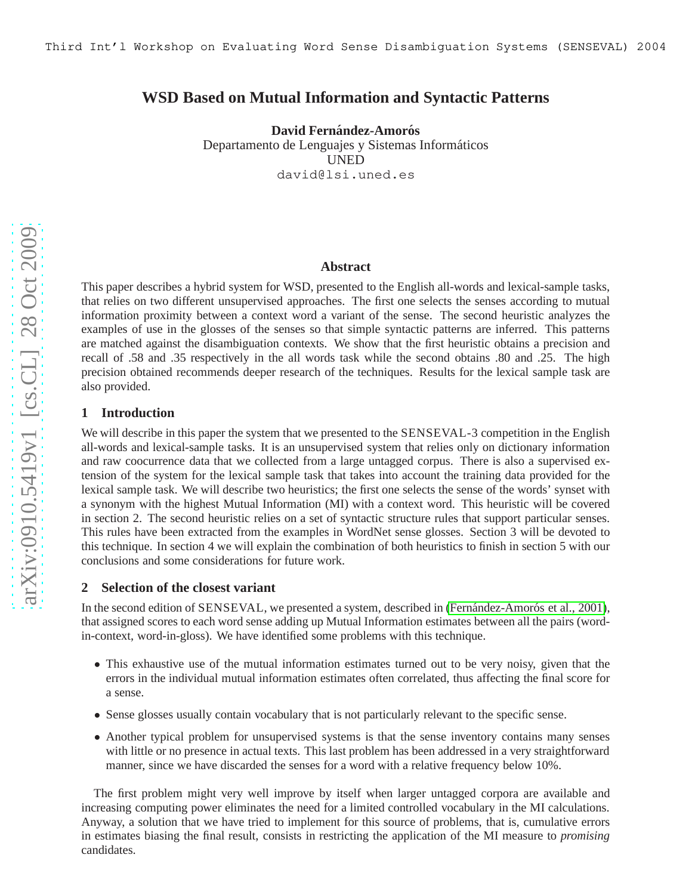# WSD Based on Mutual Information and Syntactic Patterns

**David Fernández-Amorós**
Departamento de Lenguajes y Sistemas Informáticos
UNED
david@lsi.uned.es

### Abstract

This paper describes a hybrid system for WSD, presented to the English all-words and lexical-sample tasks, that relies on two different unsupervised approaches. The first one selects the senses according to mutual information proximity between a context word a variant of the sense. The second heuristic analyzes the examples of use in the glosses of the senses so that simple syntactic patterns are inferred. This patterns are matched against the disambiguation contexts. We show that the first heuristic obtains a precision and recall of .58 and .35 respectively in the all words task while the second obtains .80 and .25. The high precision obtained recommends deeper research of the techniques. Results for the lexical sample task are also provided.

## 1 Introduction

We will describe in this paper the system that we presented to the SENSEVAL-3 competition in the English all-words and lexical-sample tasks. It is an unsupervised system that relies only on dictionary information and raw coocurrence data that we collected from a large untagged corpus. There is also a supervised extension of the system for the lexical sample task that takes into account the training data provided for the lexical sample task. We will describe two heuristics; the first one selects the sense of the words' synset with a synonym with the highest Mutual Information (MI) with a context word. This heuristic will be covered in section 2. The second heuristic relies on a set of syntactic structure rules that support particular senses. This rules have been extracted from the examples in WordNet sense glosses. Section 3 will be devoted to this technique. In section 4 we will explain the combination of both heuristics to finish in section 5 with our conclusions and some considerations for future work.

## 2 Selection of the closest variant

In the second edition of SENSEVAL, we presented a system, described in (Fernández-Amorós et al., 2001), that assigned scores to each word sense adding up Mutual Information estimates between all the pairs (word-in-context, word-in-gloss). We have identified some problems with this technique.

- This exhaustive use of the mutual information estimates turned out to be very noisy, given that the errors in the individual mutual information estimates often correlated, thus affecting the final score for a sense.
- Sense glosses usually contain vocabulary that is not particularly relevant to the specific sense.
- Another typical problem for unsupervised systems is that the sense inventory contains many senses with little or no presence in actual texts. This last problem has been addressed in a very straightforward manner, since we have discarded the senses for a word with a relative frequency below 10%.

The first problem might very well improve by itself when larger untagged corpora are available and increasing computing power eliminates the need for a limited controlled vocabulary in the MI calculations. Anyway, a solution that we have tried to implement for this source of problems, that is, cumulative errors in estimates biasing the final result, consists in restricting the application of the MI measure to *promising* candidates.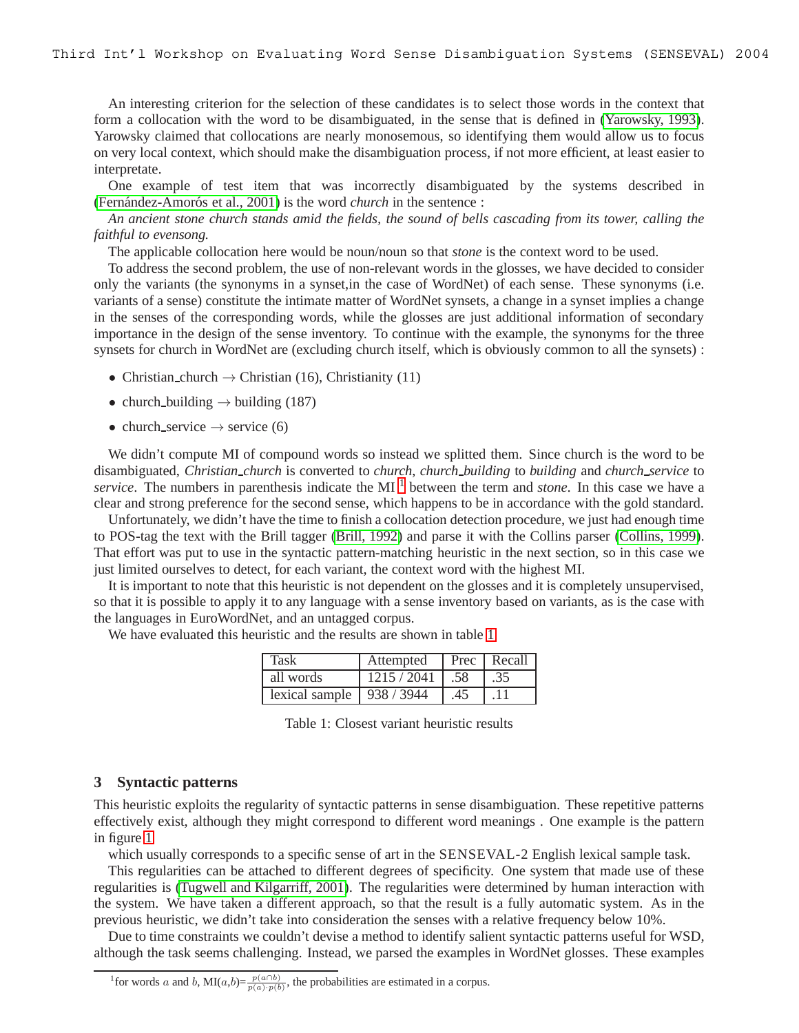An interesting criterion for the selection of these candidates is to select those words in the context that form a collocation with the word to be disambiguated, in the sense that is defined in (Yarowsky, 1993). Yarowsky claimed that collocations are nearly monosemous, so identifying them would allow us to focus on very local context, which should make the disambiguation process, if not more efficient, at least easier to interpretate.

One example of test item that was incorrectly disambiguated by the systems described in (Fernández-Amorós et al., 2001) is the word *church* in the sentence :

*An ancient stone church stands amid the fields, the sound of bells cascading from its tower, calling the faithful to evensong.*

The applicable collocation here would be noun/noun so that *stone* is the context word to be used.

To address the second problem, the use of non-relevant words in the glosses, we have decided to consider only the variants (the synonyms in a synset,in the case of WordNet) of each sense. These synonyms (i.e. variants of a sense) constitute the intimate matter of WordNet synsets, a change in a synset implies a change in the senses of the corresponding words, while the glosses are just additional information of secondary importance in the design of the sense inventory. To continue with the example, the synonyms for the three synsets for church in WordNet are (excluding church itself, which is obviously common to all the synsets) :

- Christian_church → Christian (16), Christianity (11)
- church_building → building (187)
- church_service → service (6)

We didn't compute MI of compound words so instead we splitted them. Since church is the word to be disambiguated, *Christian_church* is converted to *church*, *church_building* to *building* and *church_service* to *service*. The numbers in parenthesis indicate the MI [1] between the term and *stone*. In this case we have a clear and strong preference for the second sense, which happens to be in accordance with the gold standard.

Unfortunately, we didn't have the time to finish a collocation detection procedure, we just had enough time to POS-tag the text with the Brill tagger (Brill, 1992) and parse it with the Collins parser (Collins, 1999). That effort was put to use in the syntactic pattern-matching heuristic in the next section, so in this case we just limited ourselves to detect, for each variant, the context word with the highest MI.

It is important to note that this heuristic is not dependent on the glosses and it is completely unsupervised, so that it is possible to apply it to any language with a sense inventory based on variants, as is the case with the languages in EuroWordNet, and an untagged corpus.

We have evaluated this heuristic and the results are shown in table 1

| Task | Attempted | Prec | Recall |
|---|---|---|---|
| all words | 1215 / 2041 | .58 | .35 |
| lexical sample | 938 / 3944 | .45 | .11 |

Table 1: Closest variant heuristic results

## 3 Syntactic patterns

This heuristic exploits the regularity of syntactic patterns in sense disambiguation. These repetitive patterns effectively exist, although they might correspond to different word meanings . One example is the pattern in figure 1

which usually corresponds to a specific sense of art in the SENSEVAL-2 English lexical sample task.

This regularities can be attached to different degrees of specificity. One system that made use of these regularities is (Tugwell and Kilgarriff, 2001). The regularities were determined by human interaction with the system. We have taken a different approach, so that the result is a fully automatic system. As in the previous heuristic, we didn't take into consideration the senses with a relative frequency below 10%.

Due to time constraints we couldn't devise a method to identify salient syntactic patterns useful for WSD, although the task seems challenging. Instead, we parsed the examples in WordNet glosses. These examples

[1] for words $a$ and $b$, MI($a$,$b$)=$\frac{p(a \cap b)}{p(a) \cdot p(b)}$, the probabilities are estimated in a corpus.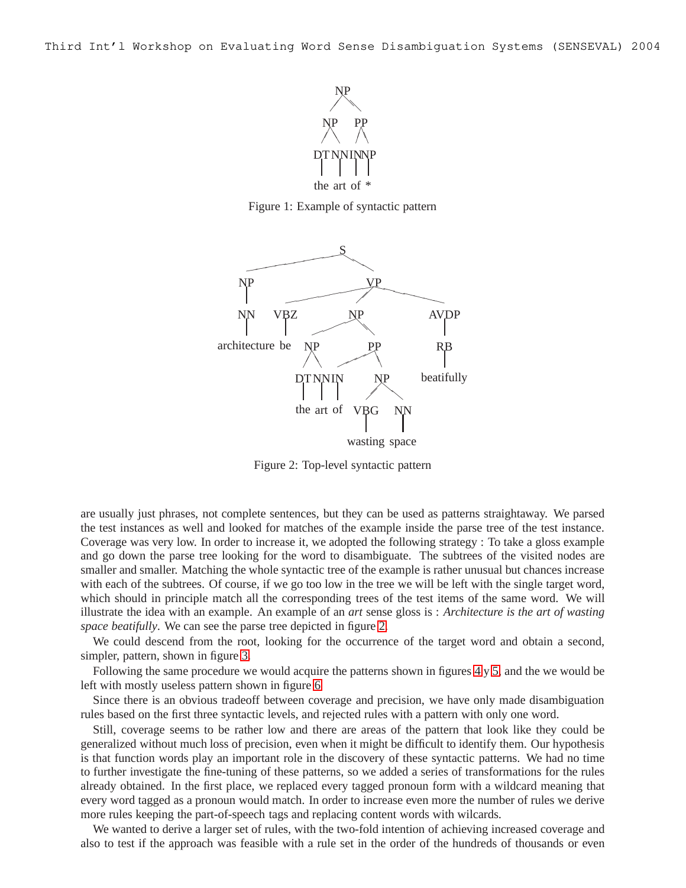Figure 1: Example of syntactic pattern

Figure 2: Top-level syntactic pattern

are usually just phrases, not complete sentences, but they can be used as patterns straightaway. We parsed the test instances as well and looked for matches of the example inside the parse tree of the test instance. Coverage was very low. In order to increase it, we adopted the following strategy : To take a gloss example and go down the parse tree looking for the word to disambiguate. The subtrees of the visited nodes are smaller and smaller. Matching the whole syntactic tree of the example is rather unusual but chances increase with each of the subtrees. Of course, if we go too low in the tree we will be left with the single target word, which should in principle match all the corresponding trees of the test items of the same word. We will illustrate the idea with an example. An example of an *art* sense gloss is : *Architecture is the art of wasting space beatifully*. We can see the parse tree depicted in figure 2.

We could descend from the root, looking for the occurrence of the target word and obtain a second, simpler, pattern, shown in figure 3.

Following the same procedure we would acquire the patterns shown in figures 4 y 5, and the we would be left with mostly useless pattern shown in figure 6.

Since there is an obvious tradeoff between coverage and precision, we have only made disambiguation rules based on the first three syntactic levels, and rejected rules with a pattern with only one word.

Still, coverage seems to be rather low and there are areas of the pattern that look like they could be generalized without much loss of precision, even when it might be difficult to identify them. Our hypothesis is that function words play an important role in the discovery of these syntactic patterns. We had no time to further investigate the fine-tuning of these patterns, so we added a series of transformations for the rules already obtained. In the first place, we replaced every tagged pronoun form with a wildcard meaning that every word tagged as a pronoun would match. In order to increase even more the number of rules we derive more rules keeping the part-of-speech tags and replacing content words with wilcards.

We wanted to derive a larger set of rules, with the two-fold intention of achieving increased coverage and also to test if the approach was feasible with a rule set in the order of the hundreds of thousands or even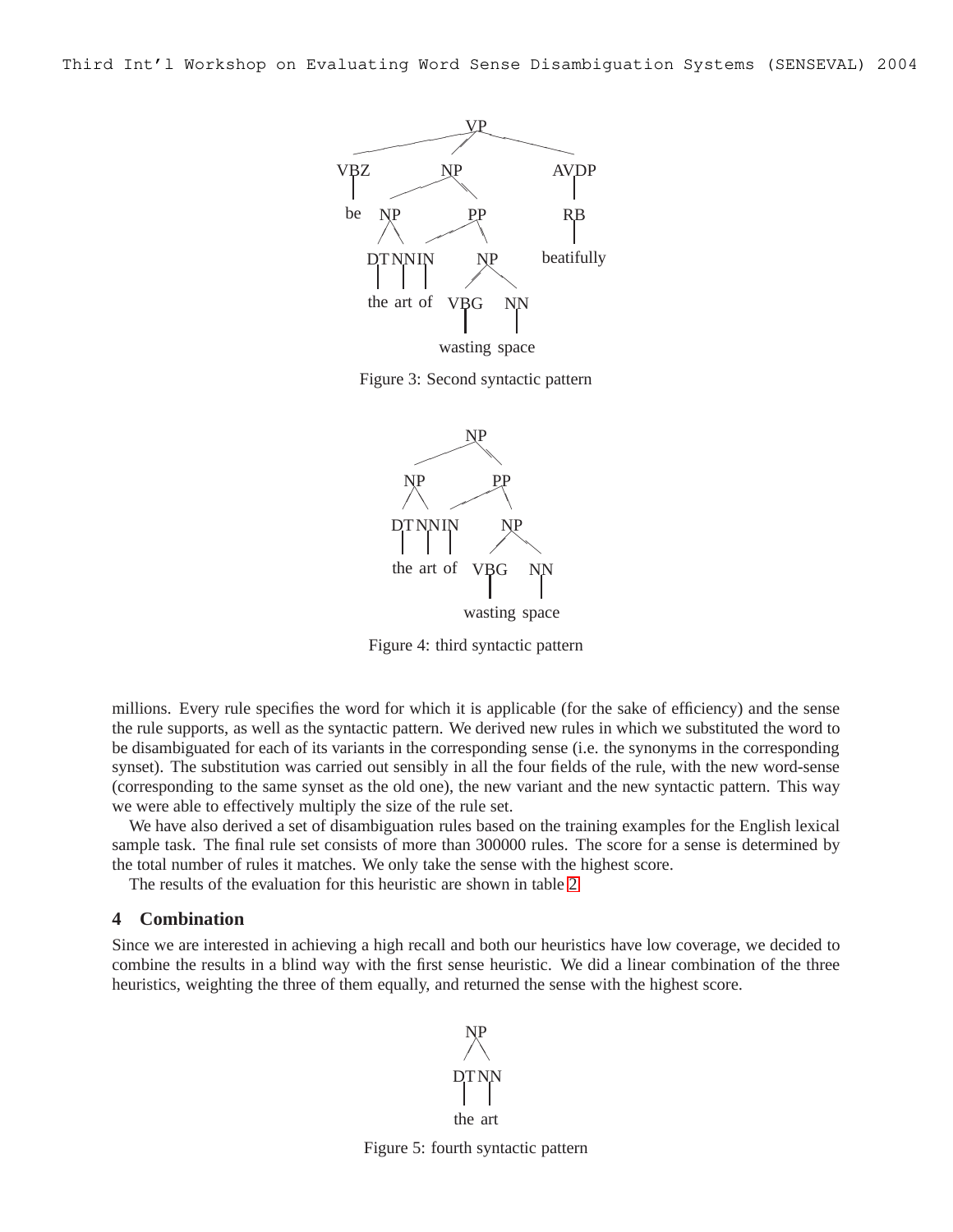Figure 3: Second syntactic pattern

Figure 4: third syntactic pattern

millions. Every rule specifies the word for which it is applicable (for the sake of efficiency) and the sense the rule supports, as well as the syntactic pattern. We derived new rules in which we substituted the word to be disambiguated for each of its variants in the corresponding sense (i.e. the synonyms in the corresponding synset). The substitution was carried out sensibly in all the four fields of the rule, with the new word-sense (corresponding to the same synset as the old one), the new variant and the new syntactic pattern. This way we were able to effectively multiply the size of the rule set.

We have also derived a set of disambiguation rules based on the training examples for the English lexical sample task. The final rule set consists of more than 300000 rules. The score for a sense is determined by the total number of rules it matches. We only take the sense with the highest score.

The results of the evaluation for this heuristic are shown in table 2.

## 4 Combination

Since we are interested in achieving a high recall and both our heuristics have low coverage, we decided to combine the results in a blind way with the first sense heuristic. We did a linear combination of the three heuristics, weighting the three of them equally, and returned the sense with the highest score.

Figure 5: fourth syntactic pattern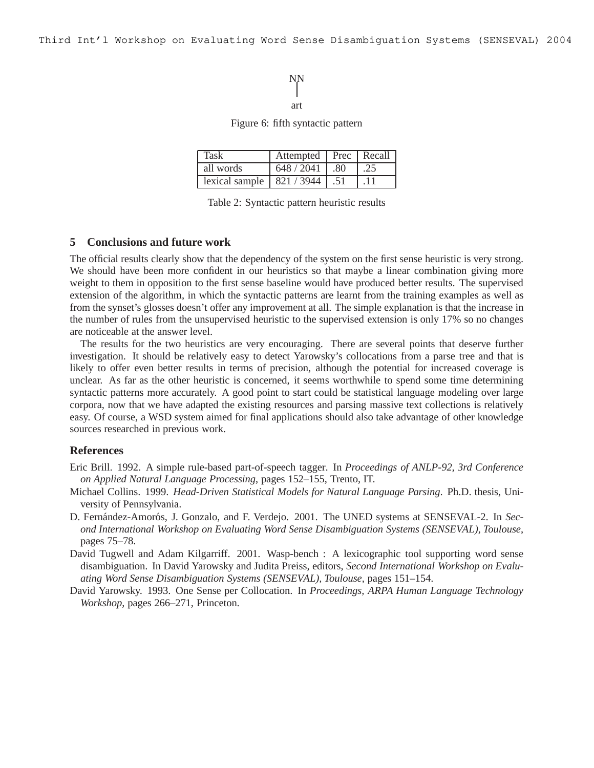NN

art

Figure 6: fifth syntactic pattern

| Task | Attempted | Prec | Recall |
|---|---|---|---|
| all words | 648 / 2041 | .80 | .25 |
| lexical sample | 821 / 3944 | .51 | .11 |

Table 2: Syntactic pattern heuristic results

## 5 Conclusions and future work

The official results clearly show that the dependency of the system on the first sense heuristic is very strong. We should have been more confident in our heuristics so that maybe a linear combination giving more weight to them in opposition to the first sense baseline would have produced better results. The supervised extension of the algorithm, in which the syntactic patterns are learnt from the training examples as well as from the synset's glosses doesn't offer any improvement at all. The simple explanation is that the increase in the number of rules from the unsupervised heuristic to the supervised extension is only 17% so no changes are noticeable at the answer level.

The results for the two heuristics are very encouraging. There are several points that deserve further investigation. It should be relatively easy to detect Yarowsky's collocations from a parse tree and that is likely to offer even better results in terms of precision, although the potential for increased coverage is unclear. As far as the other heuristic is concerned, it seems worthwhile to spend some time determining syntactic patterns more accurately. A good point to start could be statistical language modeling over large corpora, now that we have adapted the existing resources and parsing massive text collections is relatively easy. Of course, a WSD system aimed for final applications should also take advantage of other knowledge sources researched in previous work.

## References

Eric Brill. 1992. A simple rule-based part-of-speech tagger. In *Proceedings of ANLP-92, 3rd Conference on Applied Natural Language Processing*, pages 152–155, Trento, IT.

Michael Collins. 1999. *Head-Driven Statistical Models for Natural Language Parsing*. Ph.D. thesis, University of Pennsylvania.

D. Fernández-Amorós, J. Gonzalo, and F. Verdejo. 2001. The UNED systems at SENSEVAL-2. In *Second International Workshop on Evaluating Word Sense Disambiguation Systems (SENSEVAL), Toulouse*, pages 75–78.

David Tugwell and Adam Kilgarriff. 2001. Wasp-bench : A lexicographic tool supporting word sense disambiguation. In David Yarowsky and Judita Preiss, editors, *Second International Workshop on Evaluating Word Sense Disambiguation Systems (SENSEVAL), Toulouse*, pages 151–154.

David Yarowsky. 1993. One Sense per Collocation. In *Proceedings, ARPA Human Language Technology Workshop*, pages 266–271, Princeton.